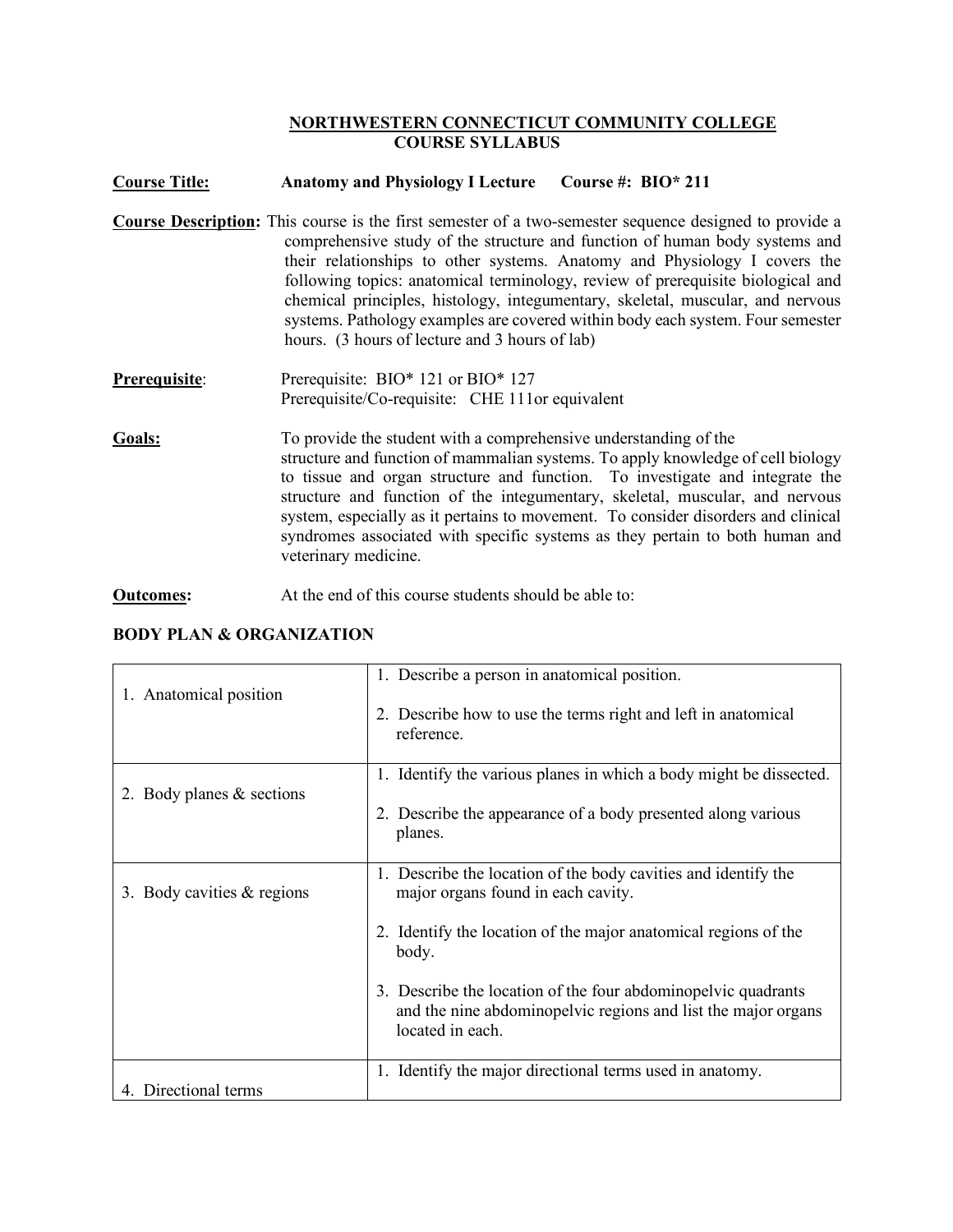# NORTHWESTERN CONNECTICUT COMMUNITY COLLEGE
## COURSE SYLLABUS

**Course Title:** **Anatomy and Physiology I Lecture** **Course #: BIO* 211**

**Course Description:** This course is the first semester of a two-semester sequence designed to provide a comprehensive study of the structure and function of human body systems and their relationships to other systems. Anatomy and Physiology I covers the following topics: anatomical terminology, review of prerequisite biological and chemical principles, histology, integumentary, skeletal, muscular, and nervous systems. Pathology examples are covered within body each system. Four semester hours. (3 hours of lecture and 3 hours of lab)

**Prerequisite**: Prerequisite: BIO* 121 or BIO* 127
Prerequisite/Co-requisite: CHE 111or equivalent

**Goals:** To provide the student with a comprehensive understanding of the structure and function of mammalian systems. To apply knowledge of cell biology to tissue and organ structure and function. To investigate and integrate the structure and function of the integumentary, skeletal, muscular, and nervous system, especially as it pertains to movement. To consider disorders and clinical syndromes associated with specific systems as they pertain to both human and veterinary medicine.

**Outcomes:** At the end of this course students should be able to:

### BODY PLAN & ORGANIZATION

| | |
|---|---|
| 1. Anatomical position | 1. Describe a person in anatomical position.<br>2. Describe how to use the terms right and left in anatomical reference. |
| 2. Body planes & sections | 1. Identify the various planes in which a body might be dissected.<br>2. Describe the appearance of a body presented along various planes. |
| 3. Body cavities & regions | 1. Describe the location of the body cavities and identify the major organs found in each cavity.<br>2. Identify the location of the major anatomical regions of the body.<br>3. Describe the location of the four abdominopelvic quadrants and the nine abdominopelvic regions and list the major organs located in each. |
| 4. Directional terms | 1. Identify the major directional terms used in anatomy. |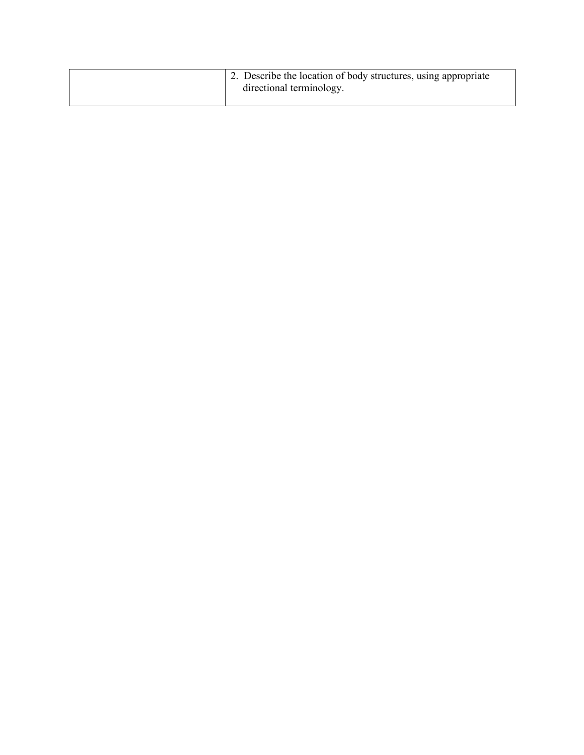| | |
|---|---|
| | 2. Describe the location of body structures, using appropriate directional terminology. |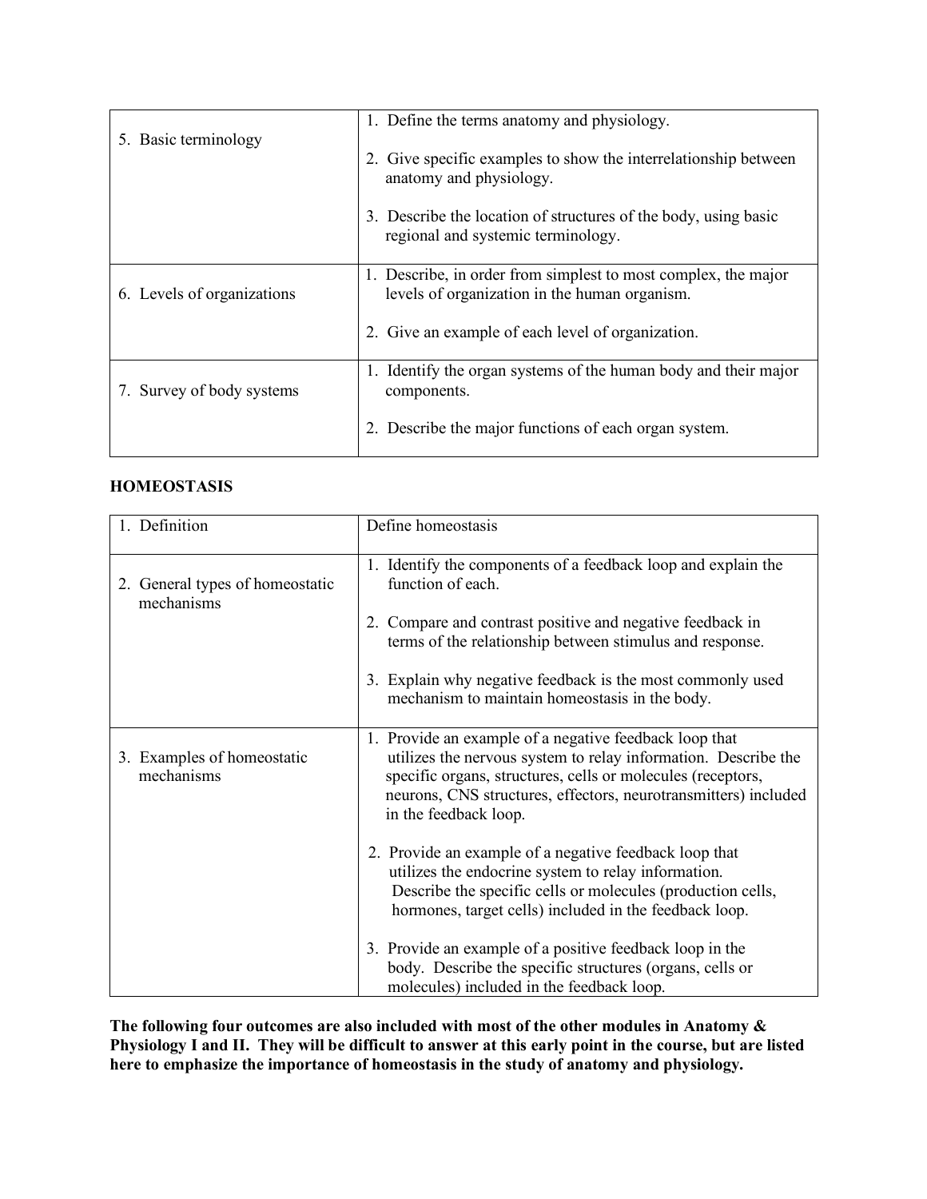| | |
|---|---|
| 5. Basic terminology | 1. Define the terms anatomy and physiology.<br><br>2. Give specific examples to show the interrelationship between anatomy and physiology.<br><br>3. Describe the location of structures of the body, using basic regional and systemic terminology. |
| 6. Levels of organizations | 1. Describe, in order from simplest to most complex, the major levels of organization in the human organism.<br><br>2. Give an example of each level of organization. |
| 7. Survey of body systems | 1. Identify the organ systems of the human body and their major components.<br><br>2. Describe the major functions of each organ system. |

**HOMEOSTASIS**

| | |
|---|---|
| 1. Definition | Define homeostasis |
| 2. General types of homeostatic mechanisms | 1. Identify the components of a feedback loop and explain the function of each.<br><br>2. Compare and contrast positive and negative feedback in terms of the relationship between stimulus and response.<br><br>3. Explain why negative feedback is the most commonly used mechanism to maintain homeostasis in the body. |
| 3. Examples of homeostatic mechanisms | 1. Provide an example of a negative feedback loop that utilizes the nervous system to relay information. Describe the specific organs, structures, cells or molecules (receptors, neurons, CNS structures, effectors, neurotransmitters) included in the feedback loop.<br><br>2. Provide an example of a negative feedback loop that utilizes the endocrine system to relay information. Describe the specific cells or molecules (production cells, hormones, target cells) included in the feedback loop.<br><br>3. Provide an example of a positive feedback loop in the body. Describe the specific structures (organs, cells or molecules) included in the feedback loop. |

**The following four outcomes are also included with most of the other modules in Anatomy & Physiology I and II. They will be difficult to answer at this early point in the course, but are listed here to emphasize the importance of homeostasis in the study of anatomy and physiology.**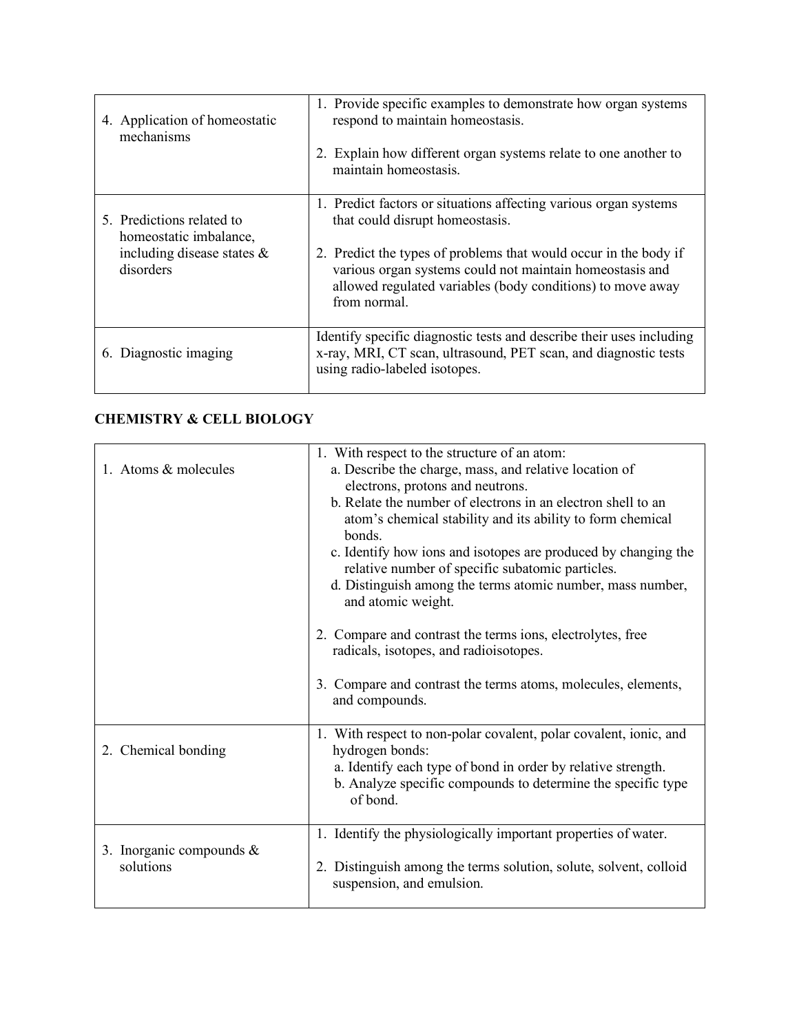| | |
|---|---|
| 4. Application of homeostatic mechanisms | 1. Provide specific examples to demonstrate how organ systems respond to maintain homeostasis.<br><br>2. Explain how different organ systems relate to one another to maintain homeostasis. |
| 5. Predictions related to homeostatic imbalance, including disease states & disorders | 1. Predict factors or situations affecting various organ systems that could disrupt homeostasis.<br><br>2. Predict the types of problems that would occur in the body if various organ systems could not maintain homeostasis and allowed regulated variables (body conditions) to move away from normal. |
| 6. Diagnostic imaging | Identify specific diagnostic tests and describe their uses including x-ray, MRI, CT scan, ultrasound, PET scan, and diagnostic tests using radio-labeled isotopes. |

**CHEMISTRY & CELL BIOLOGY**

| | |
|---|---|
| 1. Atoms & molecules | 1. With respect to the structure of an atom:<br>a. Describe the charge, mass, and relative location of electrons, protons and neutrons.<br>b. Relate the number of electrons in an electron shell to an atom's chemical stability and its ability to form chemical bonds.<br>c. Identify how ions and isotopes are produced by changing the relative number of specific subatomic particles.<br>d. Distinguish among the terms atomic number, mass number, and atomic weight.<br><br>2. Compare and contrast the terms ions, electrolytes, free radicals, isotopes, and radioisotopes.<br><br>3. Compare and contrast the terms atoms, molecules, elements, and compounds. |
| 2. Chemical bonding | 1. With respect to non-polar covalent, polar covalent, ionic, and hydrogen bonds:<br>a. Identify each type of bond in order by relative strength.<br>b. Analyze specific compounds to determine the specific type of bond. |
| 3. Inorganic compounds & solutions | 1. Identify the physiologically important properties of water.<br><br>2. Distinguish among the terms solution, solute, solvent, colloid suspension, and emulsion. |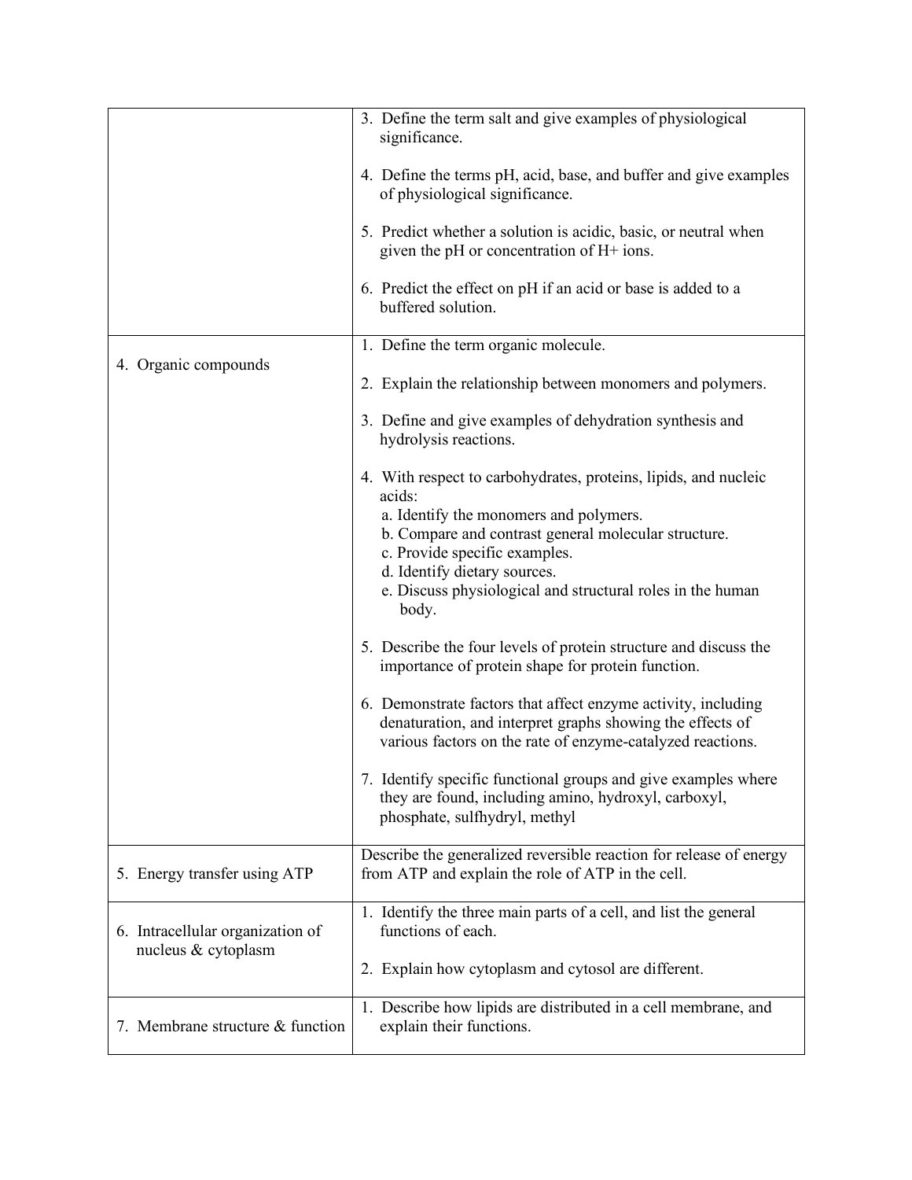| | |
|---|---|
| | 3. Define the term salt and give examples of physiological significance.<br><br>4. Define the terms pH, acid, base, and buffer and give examples of physiological significance.<br><br>5. Predict whether a solution is acidic, basic, or neutral when given the pH or concentration of H+ ions.<br><br>6. Predict the effect on pH if an acid or base is added to a buffered solution. |
| 4. Organic compounds | 1. Define the term organic molecule.<br><br>2. Explain the relationship between monomers and polymers.<br><br>3. Define and give examples of dehydration synthesis and hydrolysis reactions.<br><br>4. With respect to carbohydrates, proteins, lipids, and nucleic acids:<br>a. Identify the monomers and polymers.<br>b. Compare and contrast general molecular structure.<br>c. Provide specific examples.<br>d. Identify dietary sources.<br>e. Discuss physiological and structural roles in the human body.<br><br>5. Describe the four levels of protein structure and discuss the importance of protein shape for protein function.<br><br>6. Demonstrate factors that affect enzyme activity, including denaturation, and interpret graphs showing the effects of various factors on the rate of enzyme-catalyzed reactions.<br><br>7. Identify specific functional groups and give examples where they are found, including amino, hydroxyl, carboxyl, phosphate, sulfhydryl, methyl |
| 5. Energy transfer using ATP | Describe the generalized reversible reaction for release of energy from ATP and explain the role of ATP in the cell. |
| 6. Intracellular organization of nucleus & cytoplasm | 1. Identify the three main parts of a cell, and list the general functions of each.<br><br>2. Explain how cytoplasm and cytosol are different. |
| 7. Membrane structure & function | 1. Describe how lipids are distributed in a cell membrane, and explain their functions. |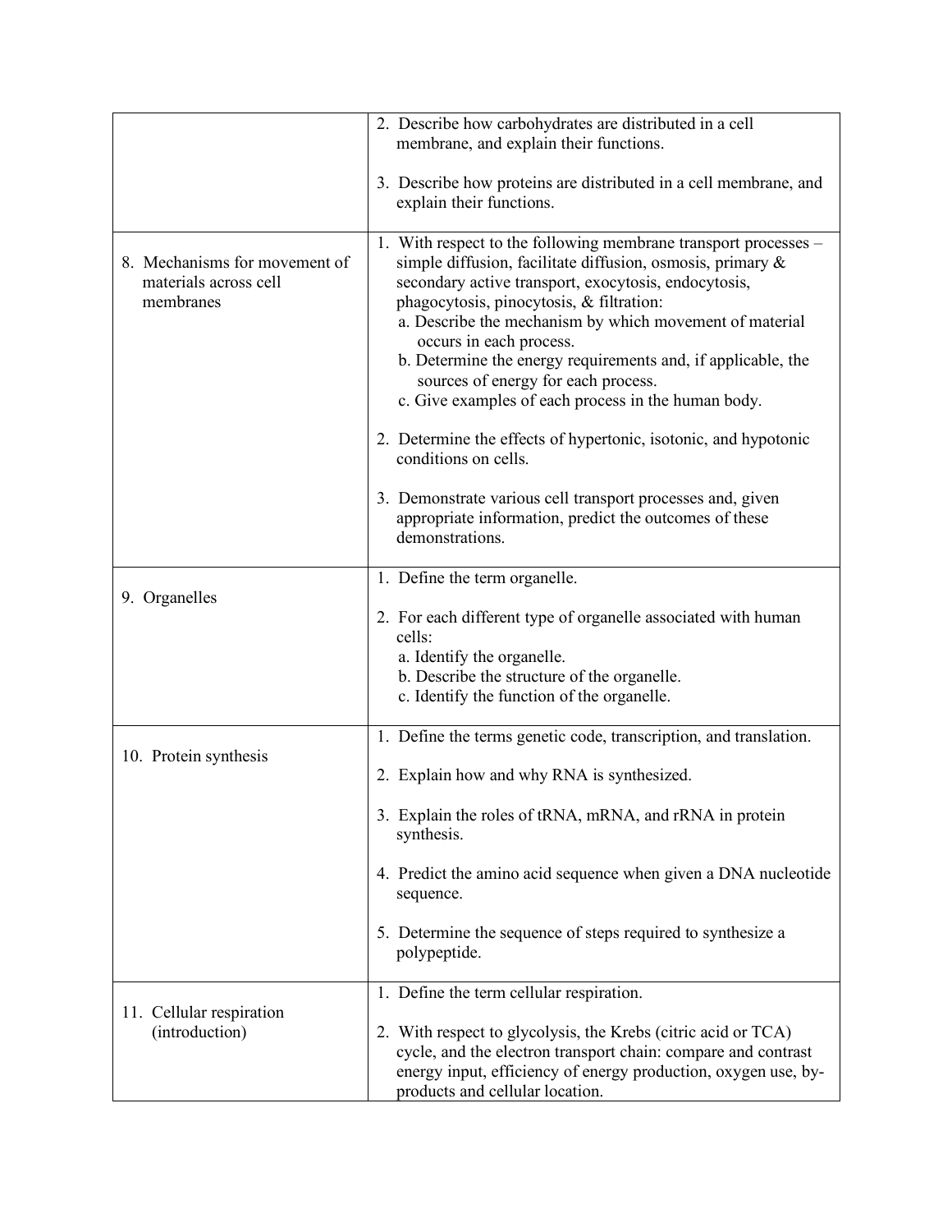| | |
|---|---|
| | 2. Describe how carbohydrates are distributed in a cell membrane, and explain their functions.<br><br>3. Describe how proteins are distributed in a cell membrane, and explain their functions. |
| 8. Mechanisms for movement of materials across cell membranes | 1. With respect to the following membrane transport processes – simple diffusion, facilitate diffusion, osmosis, primary & secondary active transport, exocytosis, endocytosis, phagocytosis, pinocytosis, & filtration:<br>a. Describe the mechanism by which movement of material occurs in each process.<br>b. Determine the energy requirements and, if applicable, the sources of energy for each process.<br>c. Give examples of each process in the human body.<br><br>2. Determine the effects of hypertonic, isotonic, and hypotonic conditions on cells.<br><br>3. Demonstrate various cell transport processes and, given appropriate information, predict the outcomes of these demonstrations. |
| 9. Organelles | 1. Define the term organelle.<br><br>2. For each different type of organelle associated with human cells:<br>a. Identify the organelle.<br>b. Describe the structure of the organelle.<br>c. Identify the function of the organelle. |
| 10. Protein synthesis | 1. Define the terms genetic code, transcription, and translation.<br><br>2. Explain how and why RNA is synthesized.<br><br>3. Explain the roles of tRNA, mRNA, and rRNA in protein synthesis.<br><br>4. Predict the amino acid sequence when given a DNA nucleotide sequence.<br><br>5. Determine the sequence of steps required to synthesize a polypeptide. |
| 11. Cellular respiration (introduction) | 1. Define the term cellular respiration.<br><br>2. With respect to glycolysis, the Krebs (citric acid or TCA) cycle, and the electron transport chain: compare and contrast energy input, efficiency of energy production, oxygen use, by-products and cellular location. |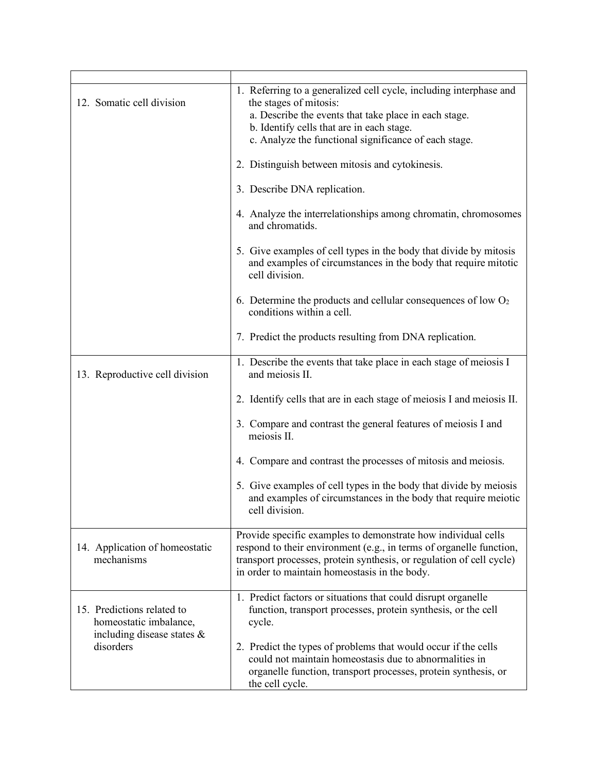| | |
|---|---|
| 12. Somatic cell division | 1. Referring to a generalized cell cycle, including interphase and the stages of mitosis:<br>a. Describe the events that take place in each stage.<br>b. Identify cells that are in each stage.<br>c. Analyze the functional significance of each stage.<br><br>2. Distinguish between mitosis and cytokinesis.<br><br>3. Describe DNA replication.<br><br>4. Analyze the interrelationships among chromatin, chromosomes and chromatids.<br><br>5. Give examples of cell types in the body that divide by mitosis and examples of circumstances in the body that require mitotic cell division.<br><br>6. Determine the products and cellular consequences of low $O_2$ conditions within a cell.<br><br>7. Predict the products resulting from DNA replication. |
| 13. Reproductive cell division | 1. Describe the events that take place in each stage of meiosis I and meiosis II.<br><br>2. Identify cells that are in each stage of meiosis I and meiosis II.<br><br>3. Compare and contrast the general features of meiosis I and meiosis II.<br><br>4. Compare and contrast the processes of mitosis and meiosis.<br><br>5. Give examples of cell types in the body that divide by meiosis and examples of circumstances in the body that require meiotic cell division. |
| 14. Application of homeostatic mechanisms | Provide specific examples to demonstrate how individual cells respond to their environment (e.g., in terms of organelle function, transport processes, protein synthesis, or regulation of cell cycle) in order to maintain homeostasis in the body. |
| 15. Predictions related to homeostatic imbalance, including disease states & disorders | 1. Predict factors or situations that could disrupt organelle function, transport processes, protein synthesis, or the cell cycle.<br><br>2. Predict the types of problems that would occur if the cells could not maintain homeostasis due to abnormalities in organelle function, transport processes, protein synthesis, or the cell cycle. |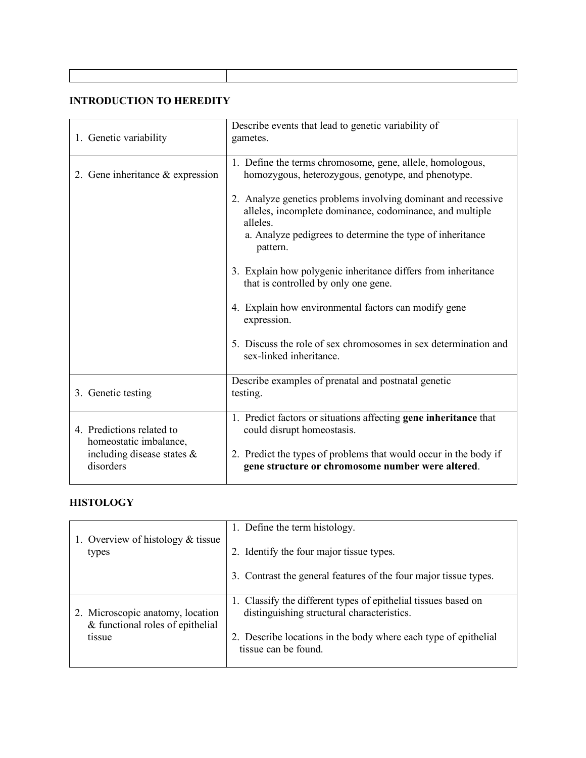| | |
|---|---|
| | |

## INTRODUCTION TO HEREDITY

| | |
|---|---|
| 1. Genetic variability | Describe events that lead to genetic variability of gametes. |
| 2. Gene inheritance & expression | 1. Define the terms chromosome, gene, allele, homologous, homozygous, heterozygous, genotype, and phenotype.<br><br>2. Analyze genetics problems involving dominant and recessive alleles, incomplete dominance, codominance, and multiple alleles.<br>a. Analyze pedigrees to determine the type of inheritance pattern.<br><br>3. Explain how polygenic inheritance differs from inheritance that is controlled by only one gene.<br><br>4. Explain how environmental factors can modify gene expression.<br><br>5. Discuss the role of sex chromosomes in sex determination and sex-linked inheritance. |
| 3. Genetic testing | Describe examples of prenatal and postnatal genetic testing. |
| 4. Predictions related to homeostatic imbalance, including disease states & disorders | 1. Predict factors or situations affecting **gene inheritance** that could disrupt homeostasis.<br><br>2. Predict the types of problems that would occur in the body if **gene structure or chromosome number were altered**. |

## HISTOLOGY

| | |
|---|---|
| 1. Overview of histology & tissue types | 1. Define the term histology.<br><br>2. Identify the four major tissue types.<br><br>3. Contrast the general features of the four major tissue types. |
| 2. Microscopic anatomy, location & functional roles of epithelial tissue | 1. Classify the different types of epithelial tissues based on distinguishing structural characteristics.<br><br>2. Describe locations in the body where each type of epithelial tissue can be found. |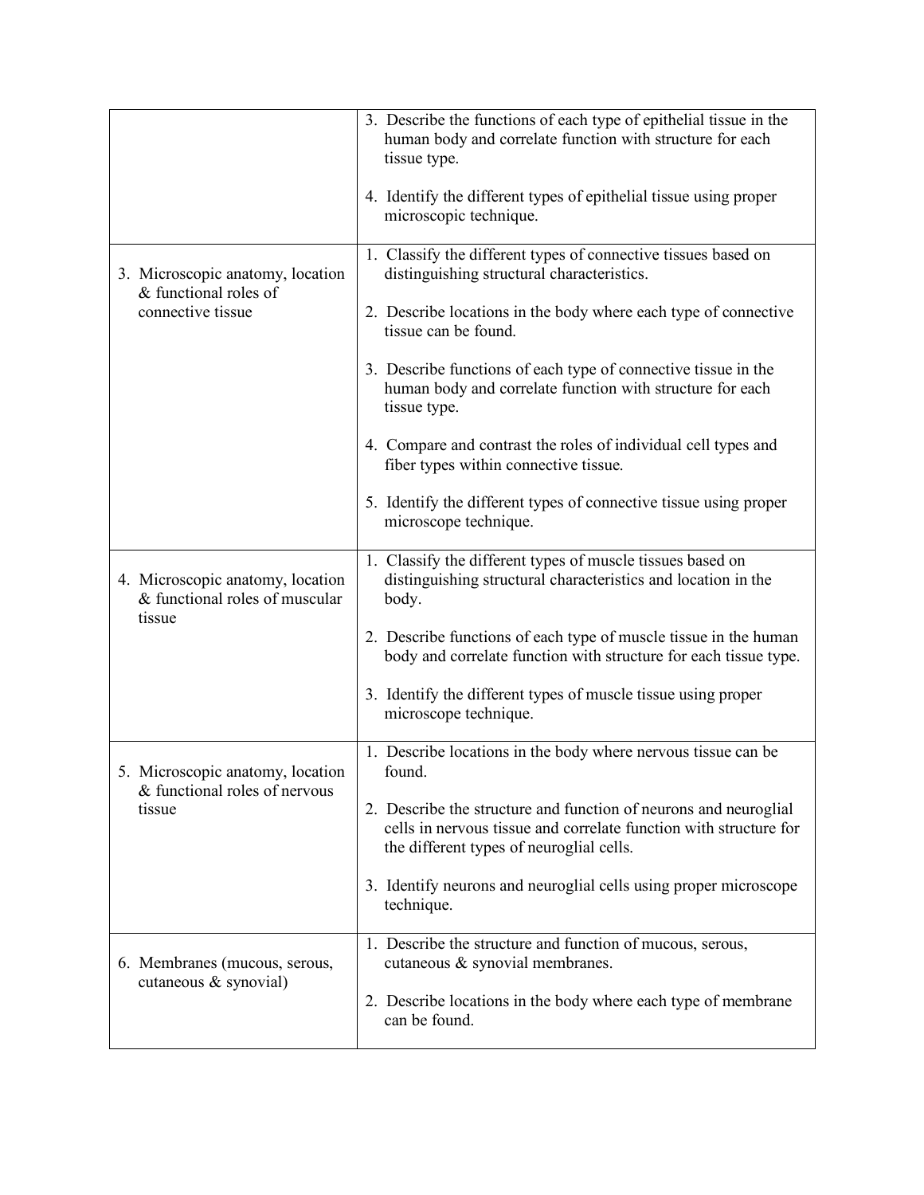| | |
|---|---|
| | 3. Describe the functions of each type of epithelial tissue in the human body and correlate function with structure for each tissue type.<br><br>4. Identify the different types of epithelial tissue using proper microscopic technique. |
| 3. Microscopic anatomy, location & functional roles of connective tissue | 1. Classify the different types of connective tissues based on distinguishing structural characteristics.<br><br>2. Describe locations in the body where each type of connective tissue can be found.<br><br>3. Describe functions of each type of connective tissue in the human body and correlate function with structure for each tissue type.<br><br>4. Compare and contrast the roles of individual cell types and fiber types within connective tissue.<br><br>5. Identify the different types of connective tissue using proper microscope technique. |
| 4. Microscopic anatomy, location & functional roles of muscular tissue | 1. Classify the different types of muscle tissues based on distinguishing structural characteristics and location in the body.<br><br>2. Describe functions of each type of muscle tissue in the human body and correlate function with structure for each tissue type.<br><br>3. Identify the different types of muscle tissue using proper microscope technique. |
| 5. Microscopic anatomy, location & functional roles of nervous tissue | 1. Describe locations in the body where nervous tissue can be found.<br><br>2. Describe the structure and function of neurons and neuroglial cells in nervous tissue and correlate function with structure for the different types of neuroglial cells.<br><br>3. Identify neurons and neuroglial cells using proper microscope technique. |
| 6. Membranes (mucous, serous, cutaneous & synovial) | 1. Describe the structure and function of mucous, serous, cutaneous & synovial membranes.<br><br>2. Describe locations in the body where each type of membrane can be found. |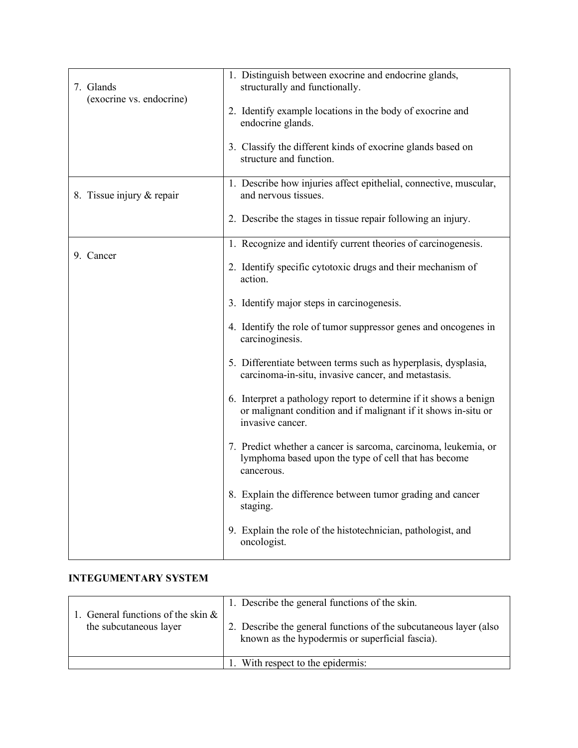| | |
|---|---|
| 7. Glands (exocrine vs. endocrine) | 1. Distinguish between exocrine and endocrine glands, structurally and functionally.<br><br>2. Identify example locations in the body of exocrine and endocrine glands.<br><br>3. Classify the different kinds of exocrine glands based on structure and function. |
| 8. Tissue injury & repair | 1. Describe how injuries affect epithelial, connective, muscular, and nervous tissues.<br><br>2. Describe the stages in tissue repair following an injury. |
| 9. Cancer | 1. Recognize and identify current theories of carcinogenesis.<br><br>2. Identify specific cytotoxic drugs and their mechanism of action.<br><br>3. Identify major steps in carcinogenesis.<br><br>4. Identify the role of tumor suppressor genes and oncogenes in carcinoginesis.<br><br>5. Differentiate between terms such as hyperplasis, dysplasia, carcinoma-in-situ, invasive cancer, and metastasis.<br><br>6. Interpret a pathology report to determine if it shows a benign or malignant condition and if malignant if it shows in-situ or invasive cancer.<br><br>7. Predict whether a cancer is sarcoma, carcinoma, leukemia, or lymphoma based upon the type of cell that has become cancerous.<br><br>8. Explain the difference between tumor grading and cancer staging.<br><br>9. Explain the role of the histotechnician, pathologist, and oncologist. |

**INTEGUMENTARY SYSTEM**

| | |
|---|---|
| 1. General functions of the skin & the subcutaneous layer | 1. Describe the general functions of the skin.<br><br>2. Describe the general functions of the subcutaneous layer (also known as the hypodermis or superficial fascia). |
| | 1. With respect to the epidermis: |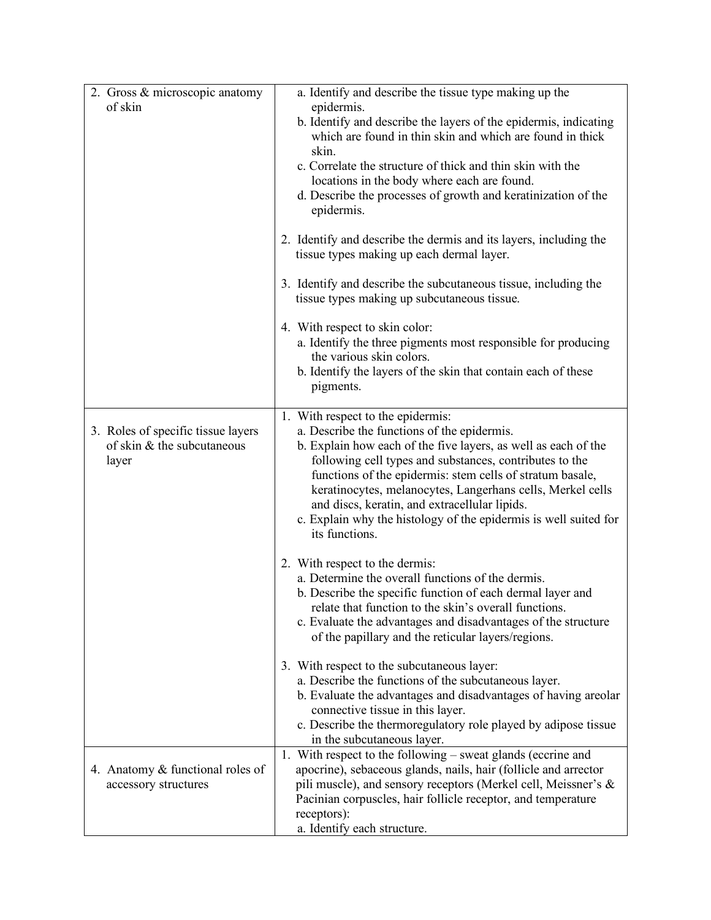| | |
|---|---|
| 2. Gross & microscopic anatomy of skin | a. Identify and describe the tissue type making up the epidermis.<br>b. Identify and describe the layers of the epidermis, indicating which are found in thin skin and which are found in thick skin.<br>c. Correlate the structure of thick and thin skin with the locations in the body where each are found.<br>d. Describe the processes of growth and keratinization of the epidermis.<br><br>2. Identify and describe the dermis and its layers, including the tissue types making up each dermal layer.<br><br>3. Identify and describe the subcutaneous tissue, including the tissue types making up subcutaneous tissue.<br><br>4. With respect to skin color:<br>a. Identify the three pigments most responsible for producing the various skin colors.<br>b. Identify the layers of the skin that contain each of these pigments. |
| 3. Roles of specific tissue layers of skin & the subcutaneous layer | 1. With respect to the epidermis:<br>a. Describe the functions of the epidermis.<br>b. Explain how each of the five layers, as well as each of the following cell types and substances, contributes to the functions of the epidermis: stem cells of stratum basale, keratinocytes, melanocytes, Langerhans cells, Merkel cells and discs, keratin, and extracellular lipids.<br>c. Explain why the histology of the epidermis is well suited for its functions.<br><br>2. With respect to the dermis:<br>a. Determine the overall functions of the dermis.<br>b. Describe the specific function of each dermal layer and relate that function to the skin's overall functions.<br>c. Evaluate the advantages and disadvantages of the structure of the papillary and the reticular layers/regions.<br><br>3. With respect to the subcutaneous layer:<br>a. Describe the functions of the subcutaneous layer.<br>b. Evaluate the advantages and disadvantages of having areolar connective tissue in this layer.<br>c. Describe the thermoregulatory role played by adipose tissue in the subcutaneous layer. |
| 4. Anatomy & functional roles of accessory structures | 1. With respect to the following – sweat glands (eccrine and apocrine), sebaceous glands, nails, hair (follicle and arrector pili muscle), and sensory receptors (Merkel cell, Meissner's & Pacinian corpuscles, hair follicle receptor, and temperature receptors):<br>a. Identify each structure. |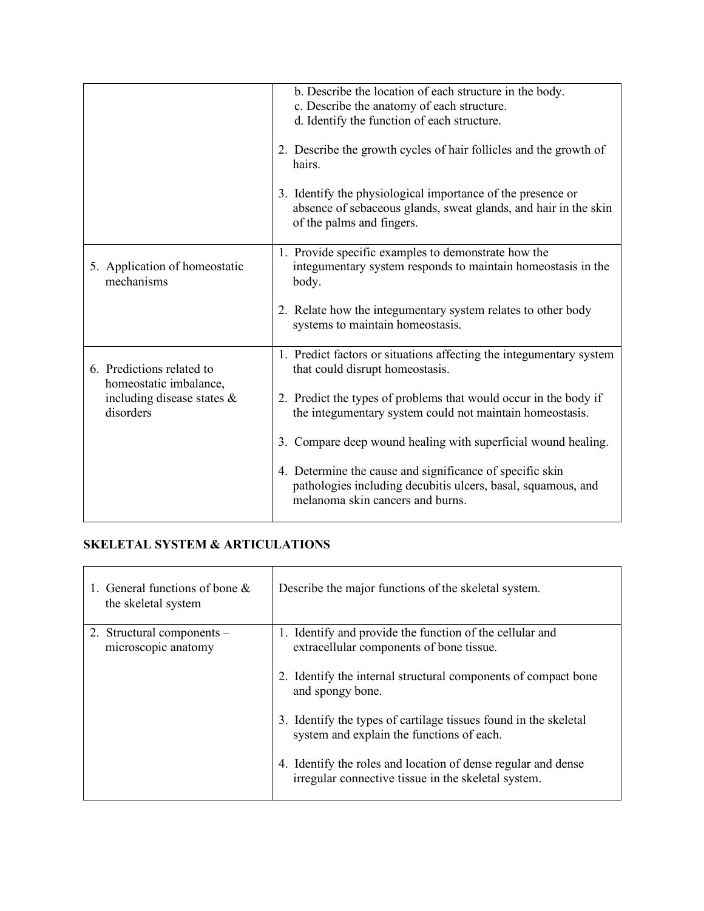| | |
|---|---|
| | b. Describe the location of each structure in the body.<br>c. Describe the anatomy of each structure.<br>d. Identify the function of each structure.<br><br>2. Describe the growth cycles of hair follicles and the growth of hairs.<br><br>3. Identify the physiological importance of the presence or absence of sebaceous glands, sweat glands, and hair in the skin of the palms and fingers. |
| 5. Application of homeostatic mechanisms | 1. Provide specific examples to demonstrate how the integumentary system responds to maintain homeostasis in the body.<br><br>2. Relate how the integumentary system relates to other body systems to maintain homeostasis. |
| 6. Predictions related to homeostatic imbalance, including disease states & disorders | 1. Predict factors or situations affecting the integumentary system that could disrupt homeostasis.<br><br>2. Predict the types of problems that would occur in the body if the integumentary system could not maintain homeostasis.<br><br>3. Compare deep wound healing with superficial wound healing.<br><br>4. Determine the cause and significance of specific skin pathologies including decubitis ulcers, basal, squamous, and melanoma skin cancers and burns. |

**SKELETAL SYSTEM & ARTICULATIONS**

| | |
|---|---|
| 1. General functions of bone & the skeletal system | Describe the major functions of the skeletal system. |
| 2. Structural components – microscopic anatomy | 1. Identify and provide the function of the cellular and extracellular components of bone tissue.<br><br>2. Identify the internal structural components of compact bone and spongy bone.<br><br>3. Identify the types of cartilage tissues found in the skeletal system and explain the functions of each.<br><br>4. Identify the roles and location of dense regular and dense irregular connective tissue in the skeletal system. |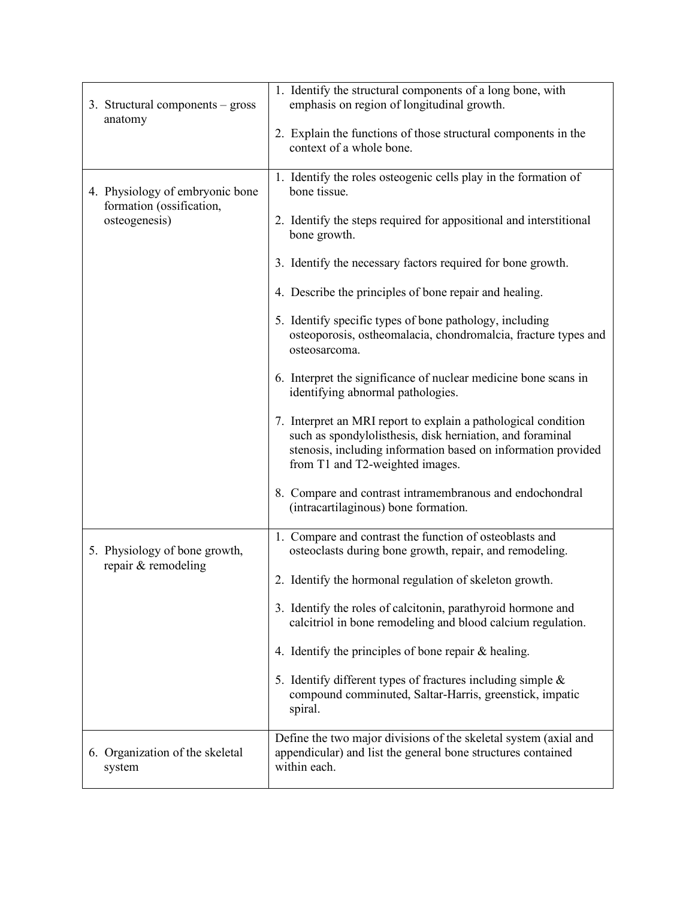| | |
|---|---|
| 3. Structural components – gross anatomy | 1. Identify the structural components of a long bone, with emphasis on region of longitudinal growth.<br><br>2. Explain the functions of those structural components in the context of a whole bone. |
| 4. Physiology of embryonic bone formation (ossification, osteogenesis) | 1. Identify the roles osteogenic cells play in the formation of bone tissue.<br><br>2. Identify the steps required for appositional and interstitional bone growth.<br><br>3. Identify the necessary factors required for bone growth.<br><br>4. Describe the principles of bone repair and healing.<br><br>5. Identify specific types of bone pathology, including osteoporosis, ostheomalacia, chondromalcia, fracture types and osteosarcoma.<br><br>6. Interpret the significance of nuclear medicine bone scans in identifying abnormal pathologies.<br><br>7. Interpret an MRI report to explain a pathological condition such as spondylolisthesis, disk herniation, and foraminal stenosis, including information based on information provided from T1 and T2-weighted images.<br><br>8. Compare and contrast intramembranous and endochondral (intracartilaginous) bone formation. |
| 5. Physiology of bone growth, repair & remodeling | 1. Compare and contrast the function of osteoblasts and osteoclasts during bone growth, repair, and remodeling.<br><br>2. Identify the hormonal regulation of skeleton growth.<br><br>3. Identify the roles of calcitonin, parathyroid hormone and calcitriol in bone remodeling and blood calcium regulation.<br><br>4. Identify the principles of bone repair & healing.<br><br>5. Identify different types of fractures including simple & compound comminuted, Saltar-Harris, greenstick, impatic spiral. |
| 6. Organization of the skeletal system | Define the two major divisions of the skeletal system (axial and appendicular) and list the general bone structures contained within each. |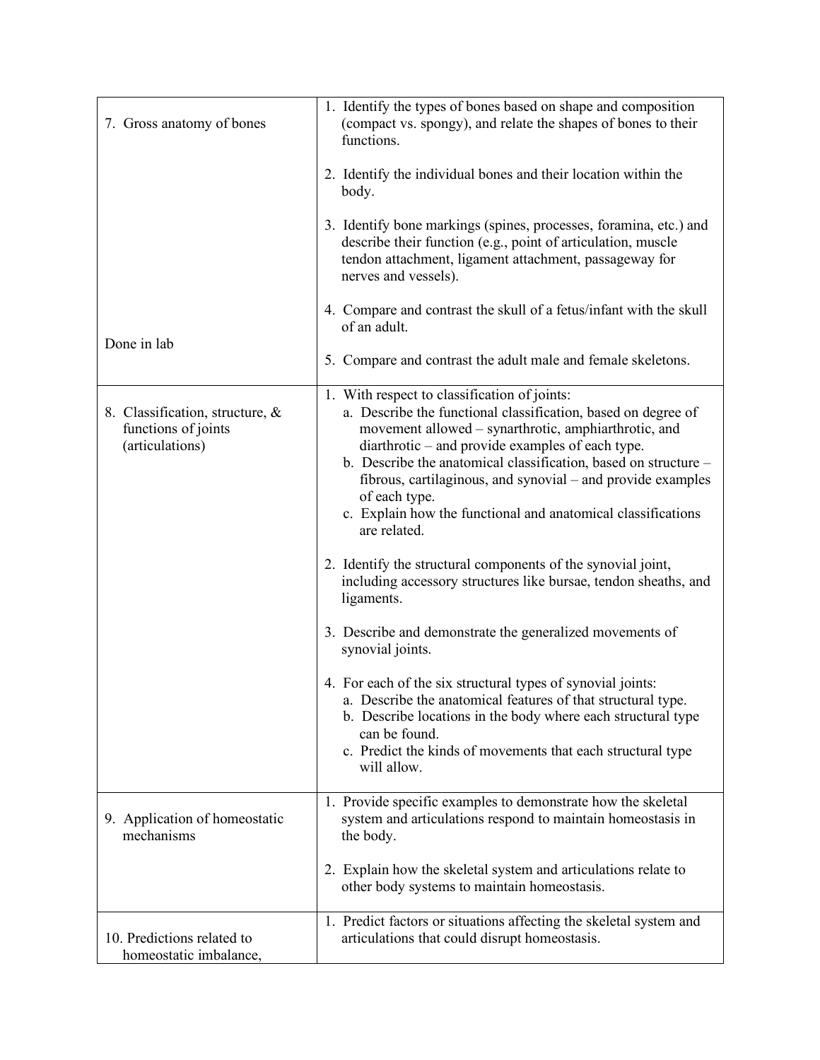| | |
|---|---|
| 7. Gross anatomy of bones<br><br>Done in lab | 1. Identify the types of bones based on shape and composition (compact vs. spongy), and relate the shapes of bones to their functions.<br><br>2. Identify the individual bones and their location within the body.<br><br>3. Identify bone markings (spines, processes, foramina, etc.) and describe their function (e.g., point of articulation, muscle tendon attachment, ligament attachment, passageway for nerves and vessels).<br><br>4. Compare and contrast the skull of a fetus/infant with the skull of an adult.<br><br>5. Compare and contrast the adult male and female skeletons. |
| 8. Classification, structure, & functions of joints (articulations) | 1. With respect to classification of joints:<br>a. Describe the functional classification, based on degree of movement allowed – synarthrotic, amphiarthrotic, and diarthrotic – and provide examples of each type.<br>b. Describe the anatomical classification, based on structure – fibrous, cartilaginous, and synovial – and provide examples of each type.<br>c. Explain how the functional and anatomical classifications are related.<br><br>2. Identify the structural components of the synovial joint, including accessory structures like bursae, tendon sheaths, and ligaments.<br><br>3. Describe and demonstrate the generalized movements of synovial joints.<br><br>4. For each of the six structural types of synovial joints:<br>a. Describe the anatomical features of that structural type.<br>b. Describe locations in the body where each structural type can be found.<br>c. Predict the kinds of movements that each structural type will allow. |
| 9. Application of homeostatic mechanisms | 1. Provide specific examples to demonstrate how the skeletal system and articulations respond to maintain homeostasis in the body.<br><br>2. Explain how the skeletal system and articulations relate to other body systems to maintain homeostasis. |
| 10. Predictions related to homeostatic imbalance, | 1. Predict factors or situations affecting the skeletal system and articulations that could disrupt homeostasis. |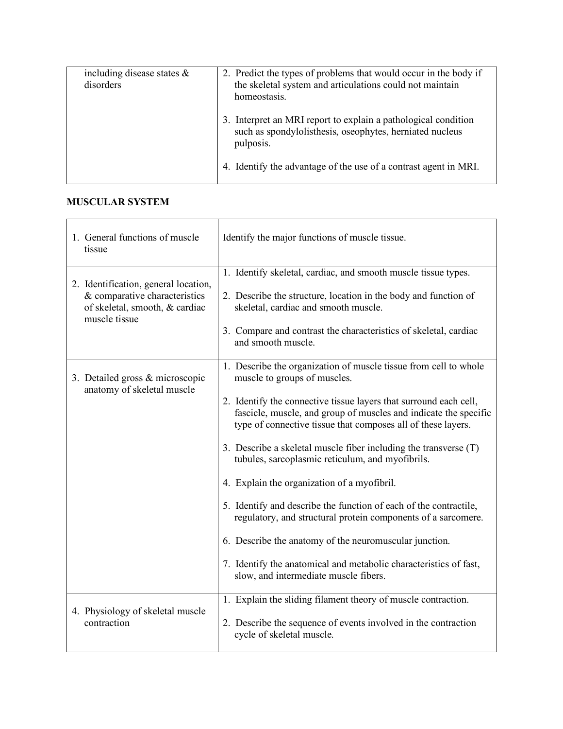| | |
|---|---|
| including disease states & disorders | 2. Predict the types of problems that would occur in the body if the skeletal system and articulations could not maintain homeostasis.<br><br>3. Interpret an MRI report to explain a pathological condition such as spondylolisthesis, oseophytes, herniated nucleus pulposis.<br><br>4. Identify the advantage of the use of a contrast agent in MRI. |

**MUSCULAR SYSTEM**

| | |
|---|---|
| 1. General functions of muscle tissue | Identify the major functions of muscle tissue. |
| 2. Identification, general location, & comparative characteristics of skeletal, smooth, & cardiac muscle tissue | 1. Identify skeletal, cardiac, and smooth muscle tissue types.<br><br>2. Describe the structure, location in the body and function of skeletal, cardiac and smooth muscle.<br><br>3. Compare and contrast the characteristics of skeletal, cardiac and smooth muscle. |
| 3. Detailed gross & microscopic anatomy of skeletal muscle | 1. Describe the organization of muscle tissue from cell to whole muscle to groups of muscles.<br><br>2. Identify the connective tissue layers that surround each cell, fascicle, muscle, and group of muscles and indicate the specific type of connective tissue that composes all of these layers.<br><br>3. Describe a skeletal muscle fiber including the transverse (T) tubules, sarcoplasmic reticulum, and myofibrils.<br><br>4. Explain the organization of a myofibril.<br><br>5. Identify and describe the function of each of the contractile, regulatory, and structural protein components of a sarcomere.<br><br>6. Describe the anatomy of the neuromuscular junction.<br><br>7. Identify the anatomical and metabolic characteristics of fast, slow, and intermediate muscle fibers. |
| 4. Physiology of skeletal muscle contraction | 1. Explain the sliding filament theory of muscle contraction.<br><br>2. Describe the sequence of events involved in the contraction cycle of skeletal muscle. |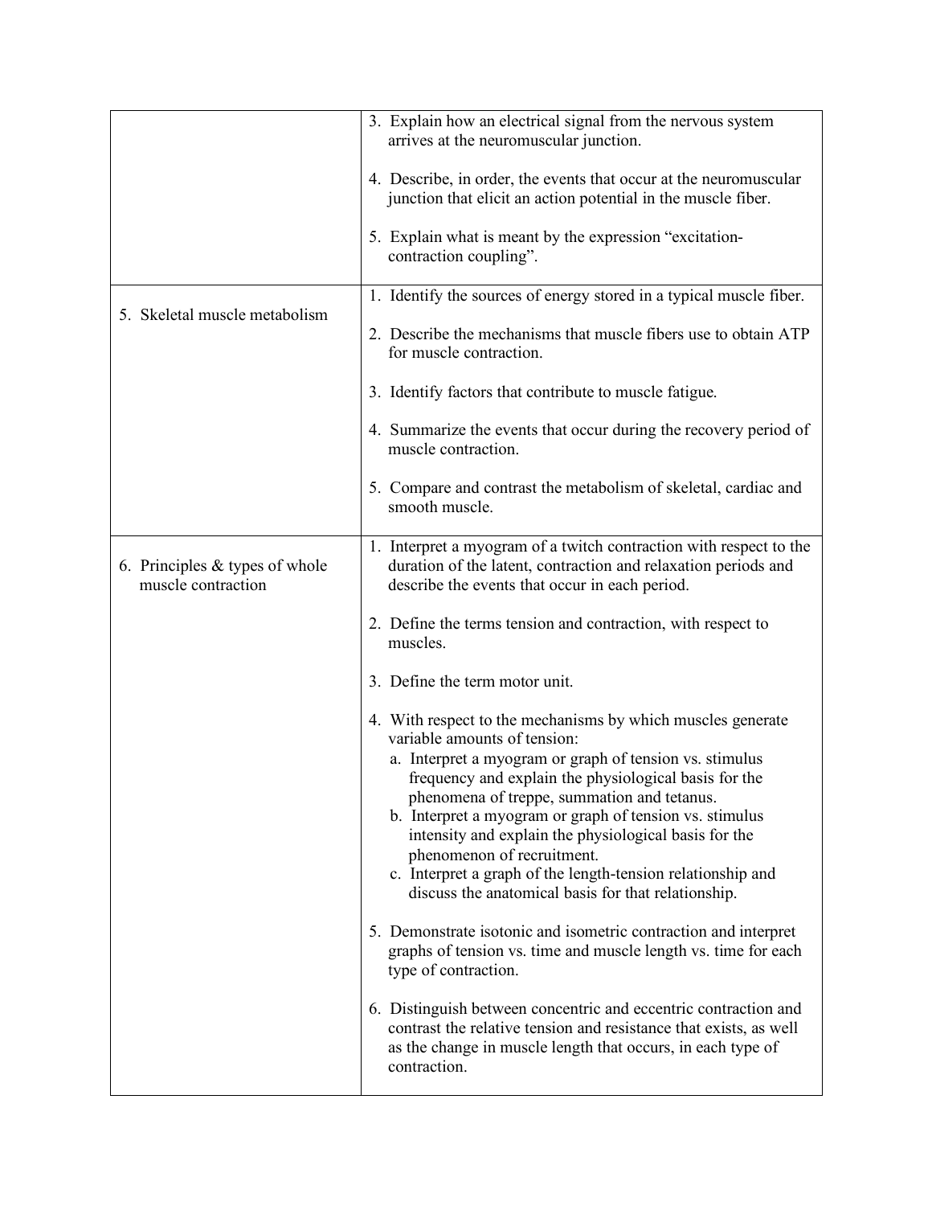| | |
|---|---|
| | 3. Explain how an electrical signal from the nervous system arrives at the neuromuscular junction.<br><br>4. Describe, in order, the events that occur at the neuromuscular junction that elicit an action potential in the muscle fiber.<br><br>5. Explain what is meant by the expression "excitation-contraction coupling". |
| 5. Skeletal muscle metabolism | 1. Identify the sources of energy stored in a typical muscle fiber.<br><br>2. Describe the mechanisms that muscle fibers use to obtain ATP for muscle contraction.<br><br>3. Identify factors that contribute to muscle fatigue.<br><br>4. Summarize the events that occur during the recovery period of muscle contraction.<br><br>5. Compare and contrast the metabolism of skeletal, cardiac and smooth muscle. |
| 6. Principles & types of whole muscle contraction | 1. Interpret a myogram of a twitch contraction with respect to the duration of the latent, contraction and relaxation periods and describe the events that occur in each period.<br><br>2. Define the terms tension and contraction, with respect to muscles.<br><br>3. Define the term motor unit.<br><br>4. With respect to the mechanisms by which muscles generate variable amounts of tension:<br>a. Interpret a myogram or graph of tension vs. stimulus frequency and explain the physiological basis for the phenomena of treppe, summation and tetanus.<br>b. Interpret a myogram or graph of tension vs. stimulus intensity and explain the physiological basis for the phenomenon of recruitment.<br>c. Interpret a graph of the length-tension relationship and discuss the anatomical basis for that relationship.<br><br>5. Demonstrate isotonic and isometric contraction and interpret graphs of tension vs. time and muscle length vs. time for each type of contraction.<br><br>6. Distinguish between concentric and eccentric contraction and contrast the relative tension and resistance that exists, as well as the change in muscle length that occurs, in each type of contraction. |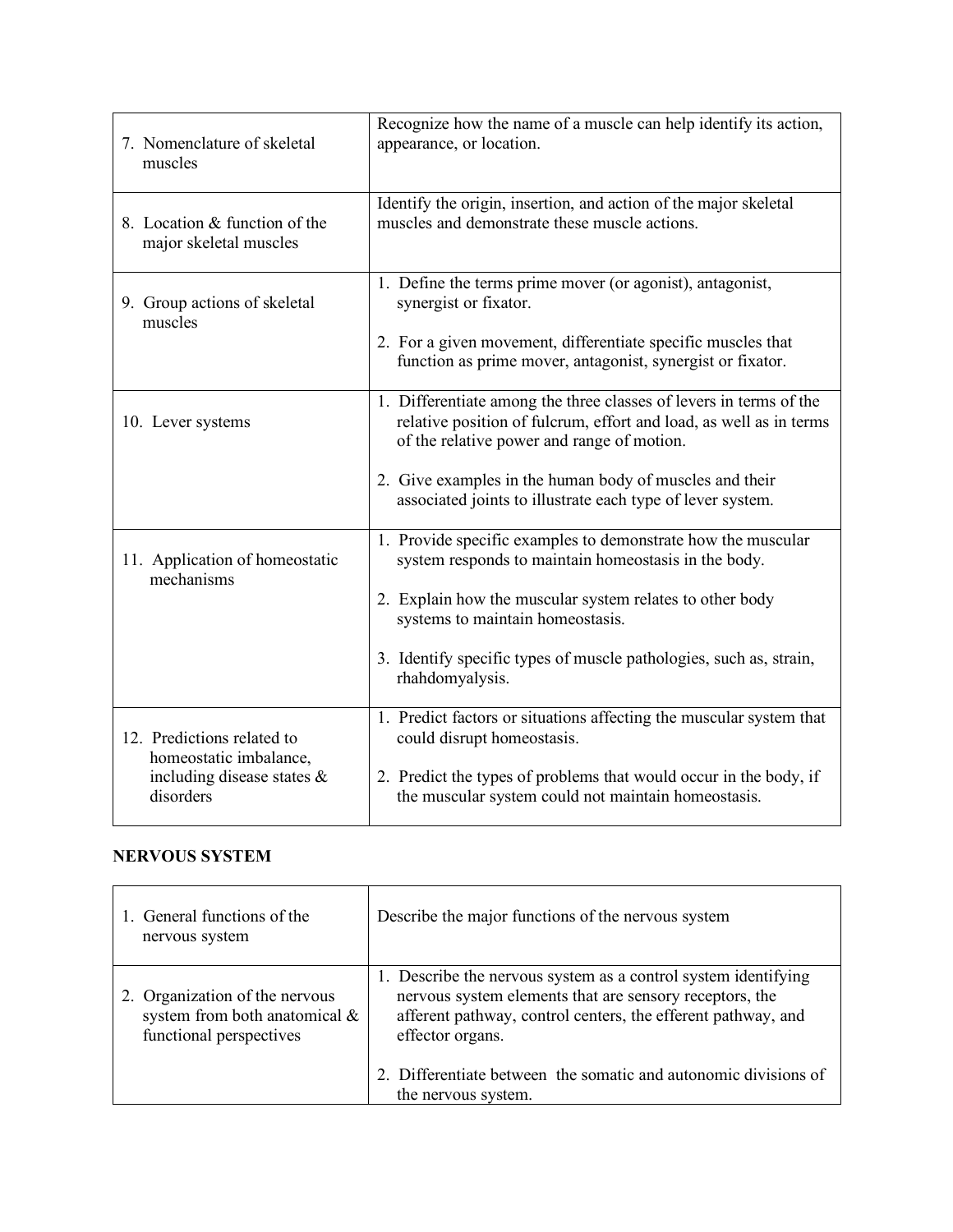| | |
|---|---|
| 7. Nomenclature of skeletal muscles | Recognize how the name of a muscle can help identify its action, appearance, or location. |
| 8. Location & function of the major skeletal muscles | Identify the origin, insertion, and action of the major skeletal muscles and demonstrate these muscle actions. |
| 9. Group actions of skeletal muscles | 1. Define the terms prime mover (or agonist), antagonist, synergist or fixator.<br><br>2. For a given movement, differentiate specific muscles that function as prime mover, antagonist, synergist or fixator. |
| 10. Lever systems | 1. Differentiate among the three classes of levers in terms of the relative position of fulcrum, effort and load, as well as in terms of the relative power and range of motion.<br><br>2. Give examples in the human body of muscles and their associated joints to illustrate each type of lever system. |
| 11. Application of homeostatic mechanisms | 1. Provide specific examples to demonstrate how the muscular system responds to maintain homeostasis in the body.<br><br>2. Explain how the muscular system relates to other body systems to maintain homeostasis.<br><br>3. Identify specific types of muscle pathologies, such as, strain, rhahdomyalysis. |
| 12. Predictions related to homeostatic imbalance, including disease states & disorders | 1. Predict factors or situations affecting the muscular system that could disrupt homeostasis.<br><br>2. Predict the types of problems that would occur in the body, if the muscular system could not maintain homeostasis. |

**NERVOUS SYSTEM**

| | |
|---|---|
| 1. General functions of the nervous system | Describe the major functions of the nervous system |
| 2. Organization of the nervous system from both anatomical & functional perspectives | 1. Describe the nervous system as a control system identifying nervous system elements that are sensory receptors, the afferent pathway, control centers, the efferent pathway, and effector organs.<br><br>2. Differentiate between the somatic and autonomic divisions of the nervous system. |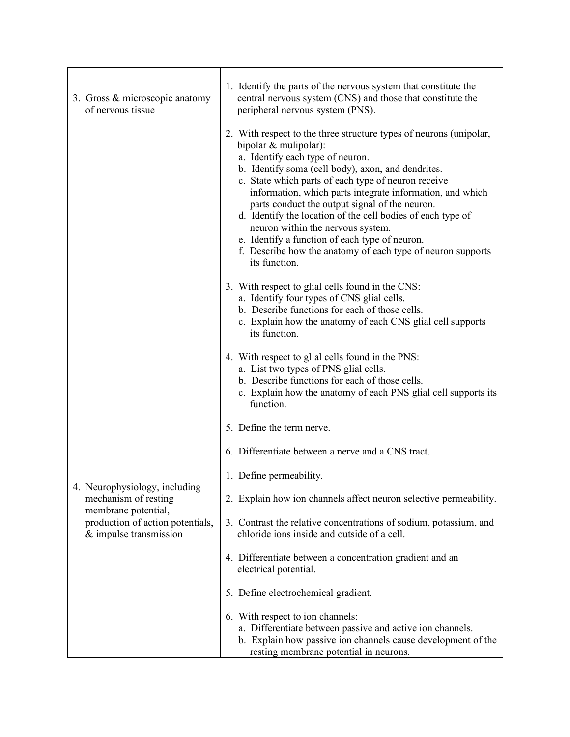| | |
|---|---|
| 3. Gross & microscopic anatomy of nervous tissue | 1. Identify the parts of the nervous system that constitute the central nervous system (CNS) and those that constitute the peripheral nervous system (PNS).<br><br>2. With respect to the three structure types of neurons (unipolar, bipolar & mulipolar):<br>a. Identify each type of neuron.<br>b. Identify soma (cell body), axon, and dendrites.<br>c. State which parts of each type of neuron receive information, which parts integrate information, and which parts conduct the output signal of the neuron.<br>d. Identify the location of the cell bodies of each type of neuron within the nervous system.<br>e. Identify a function of each type of neuron.<br>f. Describe how the anatomy of each type of neuron supports its function.<br><br>3. With respect to glial cells found in the CNS:<br>a. Identify four types of CNS glial cells.<br>b. Describe functions for each of those cells.<br>c. Explain how the anatomy of each CNS glial cell supports its function.<br><br>4. With respect to glial cells found in the PNS:<br>a. List two types of PNS glial cells.<br>b. Describe functions for each of those cells.<br>c. Explain how the anatomy of each PNS glial cell supports its function.<br><br>5. Define the term nerve.<br><br>6. Differentiate between a nerve and a CNS tract. |
| 4. Neurophysiology, including mechanism of resting membrane potential, production of action potentials, & impulse transmission | 1. Define permeability.<br><br>2. Explain how ion channels affect neuron selective permeability.<br><br>3. Contrast the relative concentrations of sodium, potassium, and chloride ions inside and outside of a cell.<br><br>4. Differentiate between a concentration gradient and an electrical potential.<br><br>5. Define electrochemical gradient.<br><br>6. With respect to ion channels:<br>a. Differentiate between passive and active ion channels.<br>b. Explain how passive ion channels cause development of the resting membrane potential in neurons. |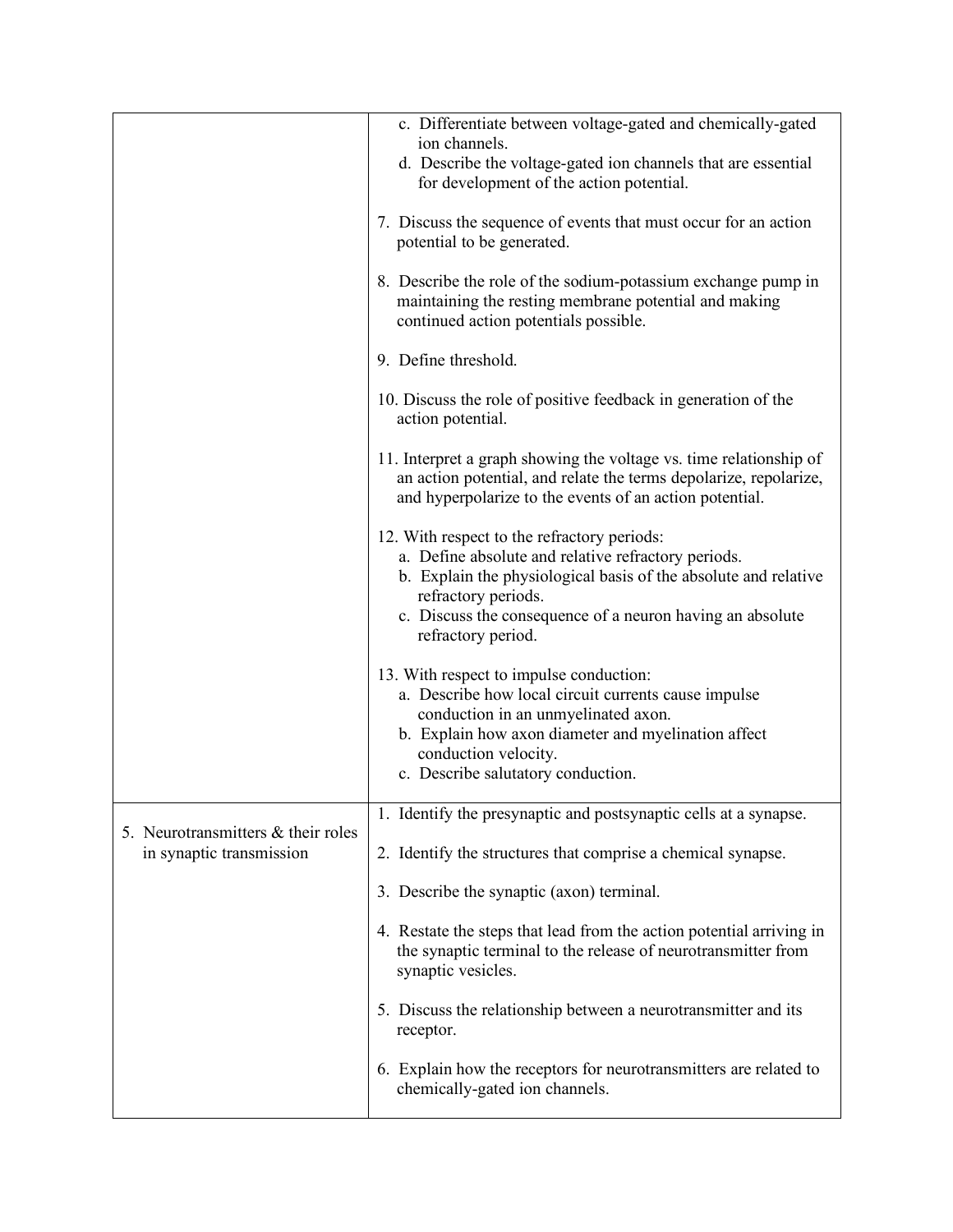| | |
|---|---|
| | c. Differentiate between voltage-gated and chemically-gated ion channels.<br>d. Describe the voltage-gated ion channels that are essential for development of the action potential.<br><br>7. Discuss the sequence of events that must occur for an action potential to be generated.<br><br>8. Describe the role of the sodium-potassium exchange pump in maintaining the resting membrane potential and making continued action potentials possible.<br><br>9. Define threshold.<br><br>10. Discuss the role of positive feedback in generation of the action potential.<br><br>11. Interpret a graph showing the voltage vs. time relationship of an action potential, and relate the terms depolarize, repolarize, and hyperpolarize to the events of an action potential.<br><br>12. With respect to the refractory periods:<br>a. Define absolute and relative refractory periods.<br>b. Explain the physiological basis of the absolute and relative refractory periods.<br>c. Discuss the consequence of a neuron having an absolute refractory period.<br><br>13. With respect to impulse conduction:<br>a. Describe how local circuit currents cause impulse conduction in an unmyelinated axon.<br>b. Explain how axon diameter and myelination affect conduction velocity.<br>c. Describe salutatory conduction. |
| 5. Neurotransmitters & their roles in synaptic transmission | 1. Identify the presynaptic and postsynaptic cells at a synapse.<br><br>2. Identify the structures that comprise a chemical synapse.<br><br>3. Describe the synaptic (axon) terminal.<br><br>4. Restate the steps that lead from the action potential arriving in the synaptic terminal to the release of neurotransmitter from synaptic vesicles.<br><br>5. Discuss the relationship between a neurotransmitter and its receptor.<br><br>6. Explain how the receptors for neurotransmitters are related to chemically-gated ion channels. |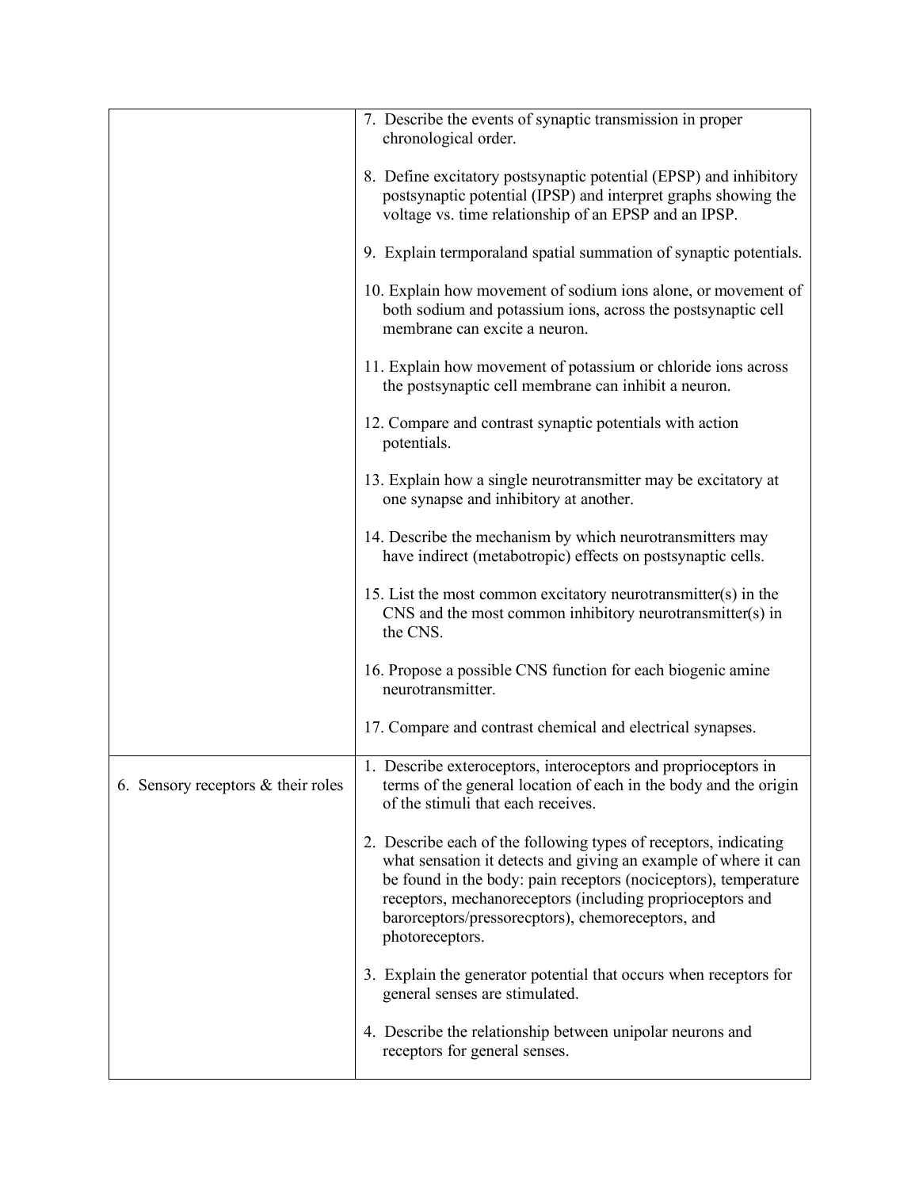| | |
|---|---|
| | 7. Describe the events of synaptic transmission in proper chronological order.<br><br>8. Define excitatory postsynaptic potential (EPSP) and inhibitory postsynaptic potential (IPSP) and interpret graphs showing the voltage vs. time relationship of an EPSP and an IPSP.<br><br>9. Explain termporaland spatial summation of synaptic potentials.<br><br>10. Explain how movement of sodium ions alone, or movement of both sodium and potassium ions, across the postsynaptic cell membrane can excite a neuron.<br><br>11. Explain how movement of potassium or chloride ions across the postsynaptic cell membrane can inhibit a neuron.<br><br>12. Compare and contrast synaptic potentials with action potentials.<br><br>13. Explain how a single neurotransmitter may be excitatory at one synapse and inhibitory at another.<br><br>14. Describe the mechanism by which neurotransmitters may have indirect (metabotropic) effects on postsynaptic cells.<br><br>15. List the most common excitatory neurotransmitter(s) in the CNS and the most common inhibitory neurotransmitter(s) in the CNS.<br><br>16. Propose a possible CNS function for each biogenic amine neurotransmitter.<br><br>17. Compare and contrast chemical and electrical synapses. |
| 6. Sensory receptors & their roles | 1. Describe exteroceptors, interoceptors and proprioceptors in terms of the general location of each in the body and the origin of the stimuli that each receives.<br><br>2. Describe each of the following types of receptors, indicating what sensation it detects and giving an example of where it can be found in the body: pain receptors (nociceptors), temperature receptors, mechanoreceptors (including proprioceptors and barorceptors/pressorecptors), chemoreceptors, and photoreceptors.<br><br>3. Explain the generator potential that occurs when receptors for general senses are stimulated.<br><br>4. Describe the relationship between unipolar neurons and receptors for general senses. |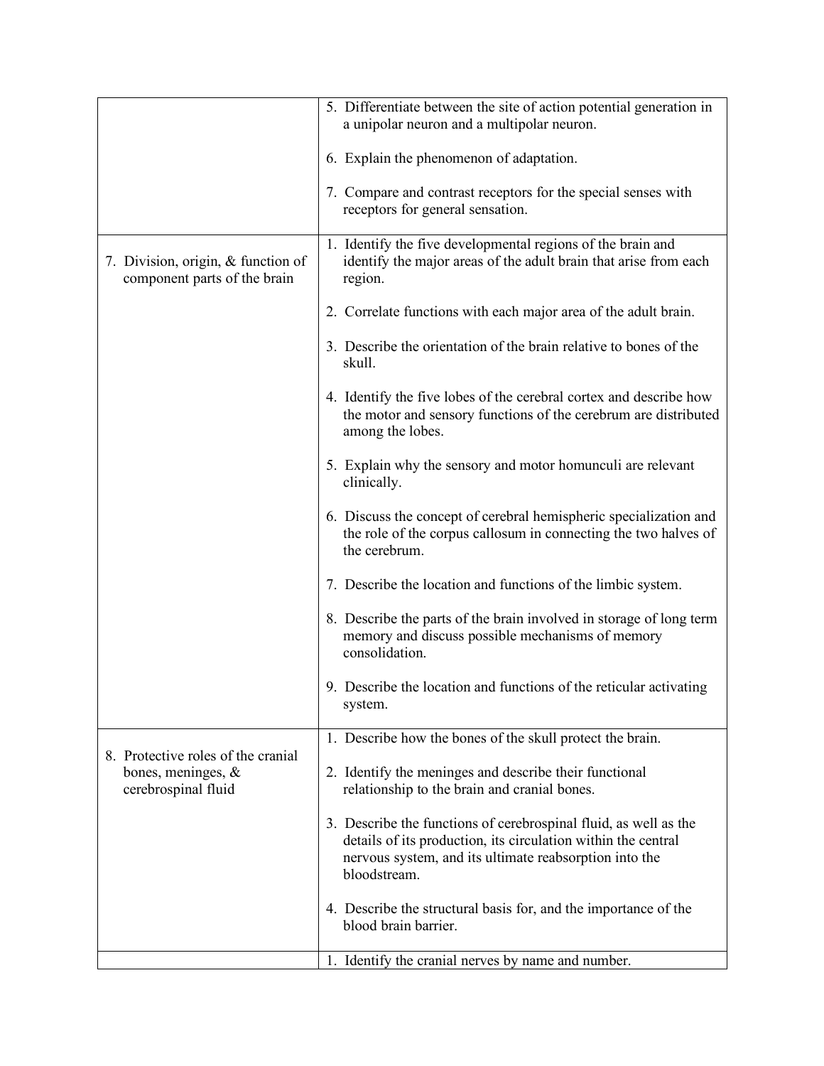| | |
|---|---|
| | 5. Differentiate between the site of action potential generation in a unipolar neuron and a multipolar neuron.<br><br>6. Explain the phenomenon of adaptation.<br><br>7. Compare and contrast receptors for the special senses with receptors for general sensation. |
| 7. Division, origin, & function of component parts of the brain | 1. Identify the five developmental regions of the brain and identify the major areas of the adult brain that arise from each region.<br><br>2. Correlate functions with each major area of the adult brain.<br><br>3. Describe the orientation of the brain relative to bones of the skull.<br><br>4. Identify the five lobes of the cerebral cortex and describe how the motor and sensory functions of the cerebrum are distributed among the lobes.<br><br>5. Explain why the sensory and motor homunculi are relevant clinically.<br><br>6. Discuss the concept of cerebral hemispheric specialization and the role of the corpus callosum in connecting the two halves of the cerebrum.<br><br>7. Describe the location and functions of the limbic system.<br><br>8. Describe the parts of the brain involved in storage of long term memory and discuss possible mechanisms of memory consolidation.<br><br>9. Describe the location and functions of the reticular activating system. |
| 8. Protective roles of the cranial bones, meninges, & cerebrospinal fluid | 1. Describe how the bones of the skull protect the brain.<br><br>2. Identify the meninges and describe their functional relationship to the brain and cranial bones.<br><br>3. Describe the functions of cerebrospinal fluid, as well as the details of its production, its circulation within the central nervous system, and its ultimate reabsorption into the bloodstream.<br><br>4. Describe the structural basis for, and the importance of the blood brain barrier. |
| | 1. Identify the cranial nerves by name and number. |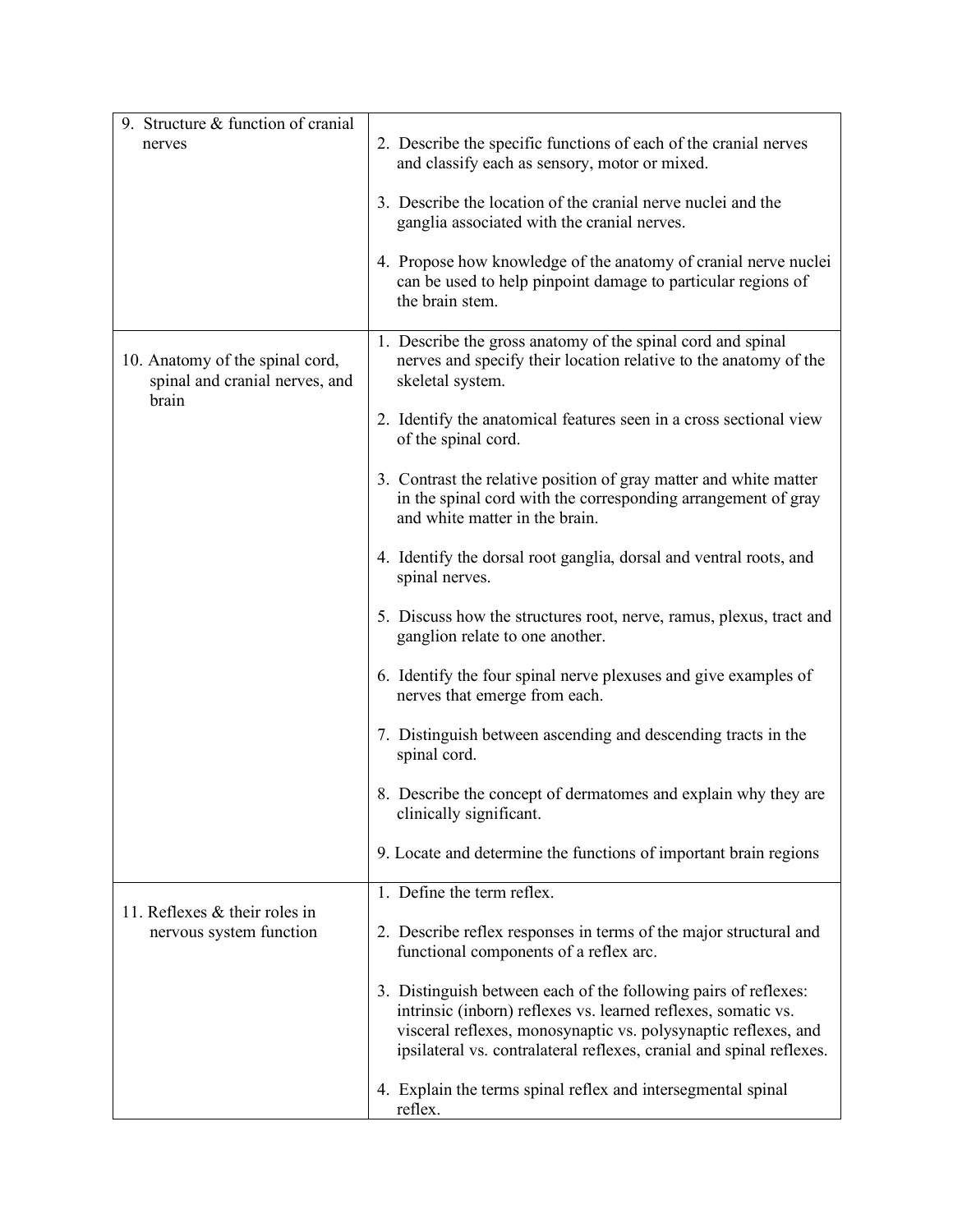| | |
|---|---|
| 9. Structure & function of cranial nerves | 2. Describe the specific functions of each of the cranial nerves and classify each as sensory, motor or mixed.<br><br>3. Describe the location of the cranial nerve nuclei and the ganglia associated with the cranial nerves.<br><br>4. Propose how knowledge of the anatomy of cranial nerve nuclei can be used to help pinpoint damage to particular regions of the brain stem. |
| 10. Anatomy of the spinal cord, spinal and cranial nerves, and brain | 1. Describe the gross anatomy of the spinal cord and spinal nerves and specify their location relative to the anatomy of the skeletal system.<br><br>2. Identify the anatomical features seen in a cross sectional view of the spinal cord.<br><br>3. Contrast the relative position of gray matter and white matter in the spinal cord with the corresponding arrangement of gray and white matter in the brain.<br><br>4. Identify the dorsal root ganglia, dorsal and ventral roots, and spinal nerves.<br><br>5. Discuss how the structures root, nerve, ramus, plexus, tract and ganglion relate to one another.<br><br>6. Identify the four spinal nerve plexuses and give examples of nerves that emerge from each.<br><br>7. Distinguish between ascending and descending tracts in the spinal cord.<br><br>8. Describe the concept of dermatomes and explain why they are clinically significant.<br><br>9. Locate and determine the functions of important brain regions |
| 11. Reflexes & their roles in nervous system function | 1. Define the term reflex.<br><br>2. Describe reflex responses in terms of the major structural and functional components of a reflex arc.<br><br>3. Distinguish between each of the following pairs of reflexes: intrinsic (inborn) reflexes vs. learned reflexes, somatic vs. visceral reflexes, monosynaptic vs. polysynaptic reflexes, and ipsilateral vs. contralateral reflexes, cranial and spinal reflexes.<br><br>4. Explain the terms spinal reflex and intersegmental spinal reflex. |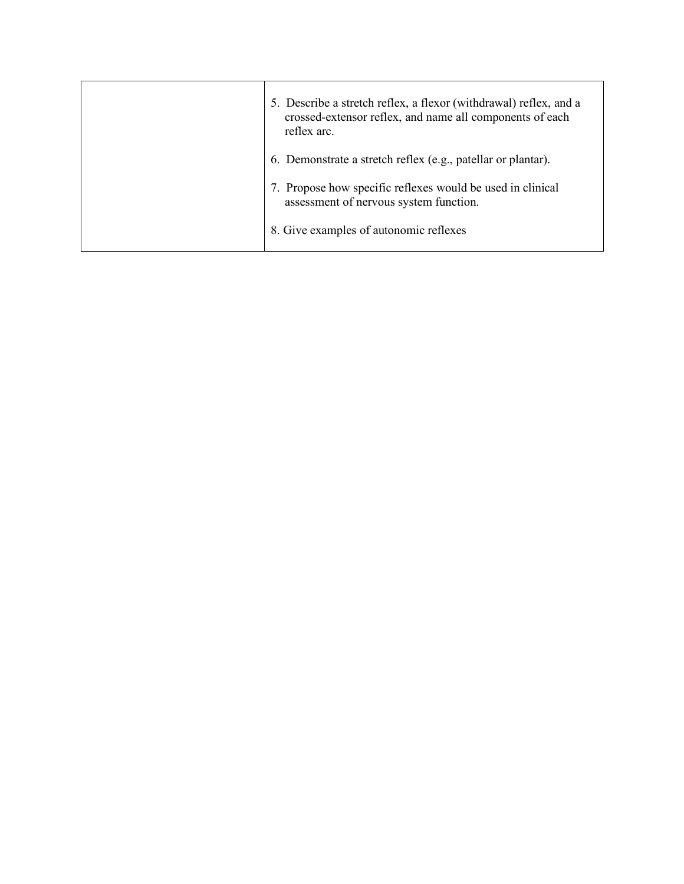| | |
|---|---|
| | 5. Describe a stretch reflex, a flexor (withdrawal) reflex, and a crossed-extensor reflex, and name all components of each reflex arc.<br><br>6. Demonstrate a stretch reflex (e.g., patellar or plantar).<br><br>7. Propose how specific reflexes would be used in clinical assessment of nervous system function.<br><br>8. Give examples of autonomic reflexes |